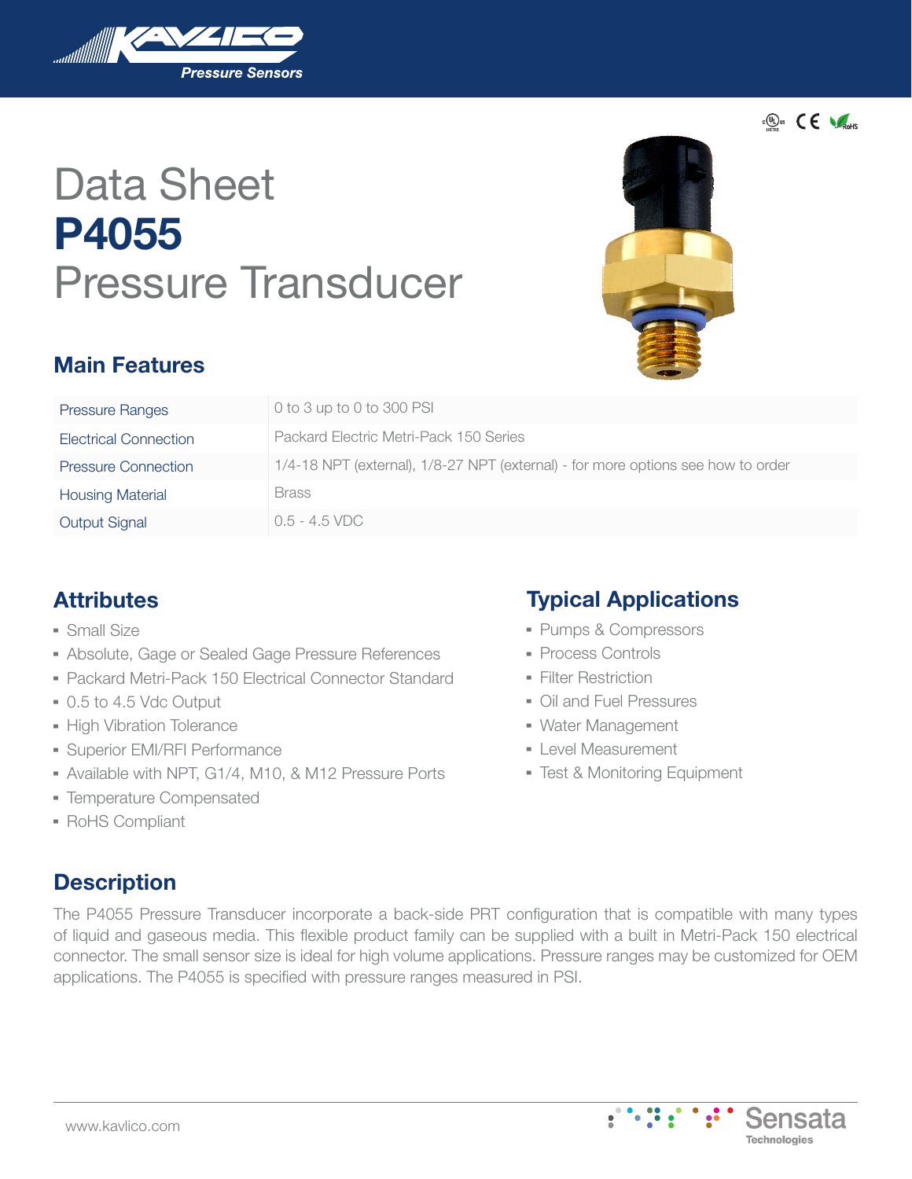# Data Sheet
# **P4055**
# Pressure Transducer

## Main Features

| Pressure Ranges | 0 to 3 up to 0 to 300 PSI |
|---|---|
| Electrical Connection | Packard Electric Metri-Pack 150 Series |
| Pressure Connection | 1/4-18 NPT (external), 1/8-27 NPT (external) - for more options see how to order |
| Housing Material | Brass |
| Output Signal | 0.5 - 4.5 VDC |

## Attributes

- Small Size
- Absolute, Gage or Sealed Gage Pressure References
- Packard Metri-Pack 150 Electrical Connector Standard
- 0.5 to 4.5 Vdc Output
- High Vibration Tolerance
- Superior EMI/RFI Performance
- Available with NPT, G1/4, M10, & M12 Pressure Ports
- Temperature Compensated
- RoHS Compliant

## Typical Applications

- Pumps & Compressors
- Process Controls
- Filter Restriction
- Oil and Fuel Pressures
- Water Management
- Level Measurement
- Test & Monitoring Equipment

## Description

The P4055 Pressure Transducer incorporate a back-side PRT configuration that is compatible with many types of liquid and gaseous media. This flexible product family can be supplied with a built in Metri-Pack 150 electrical connector. The small sensor size is ideal for high volume applications. Pressure ranges may be customized for OEM applications. The P4055 is specified with pressure ranges measured in PSI.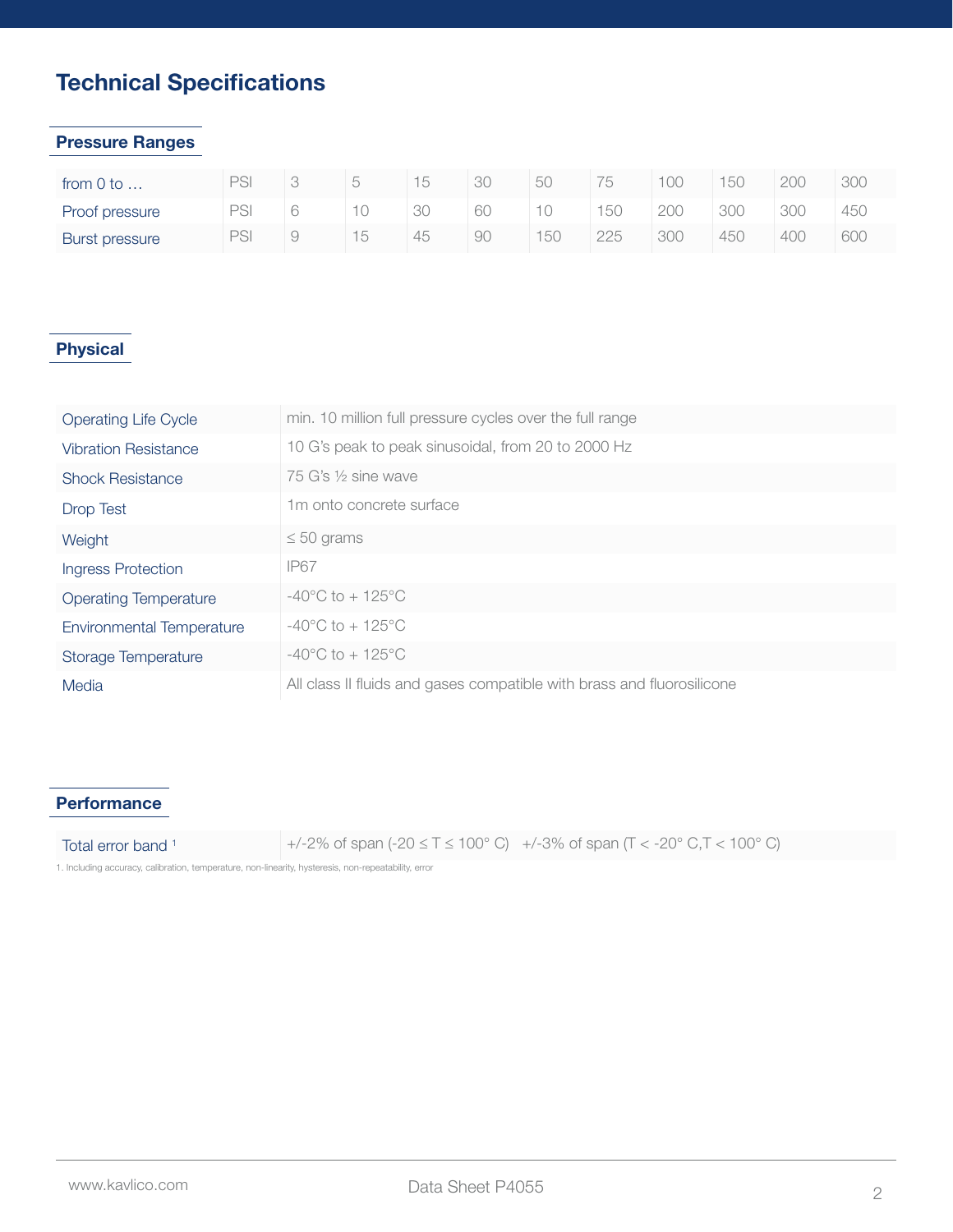# Technical Specifications

## Pressure Ranges

| from 0 to … | PSI | 3 | 5 | 15 | 30 | 50 | 75 | 100 | 150 | 200 | 300 |
|---|---|---|---|---|---|---|---|---|---|---|---|
| Proof pressure | PSI | 6 | 10 | 30 | 60 | 10 | 150 | 200 | 300 | 300 | 450 |
| Burst pressure | PSI | 9 | 15 | 45 | 90 | 150 | 225 | 300 | 450 | 400 | 600 |

## Physical

| | |
|---|---|
| Operating Life Cycle | min. 10 million full pressure cycles over the full range |
| Vibration Resistance | 10 G's peak to peak sinusoidal, from 20 to 2000 Hz |
| Shock Resistance | 75 G's ½ sine wave |
| Drop Test | 1m onto concrete surface |
| Weight | ≤ 50 grams |
| Ingress Protection | IP67 |
| Operating Temperature | -40°C to + 125°C |
| Environmental Temperature | -40°C to + 125°C |
| Storage Temperature | -40°C to + 125°C |
| Media | All class II fluids and gases compatible with brass and fluorosilicone |

## Performance

| | |
|---|---|
| Total error band [1] | +/-2% of span (-20 ≤ T ≤ 100° C) +/-3% of span (T < -20° C,T < 100° C) |

1. Including accuracy, calibration, temperature, non-linearity, hysteresis, non-repeatability, error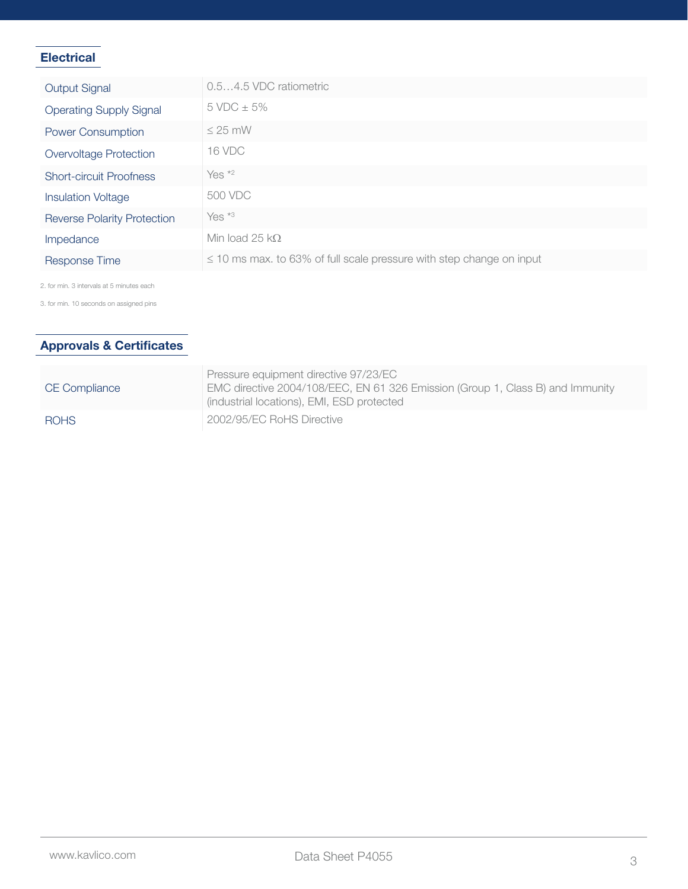## Electrical

| | |
|---|---|
| Output Signal | 0.5…4.5 VDC ratiometric |
| Operating Supply Signal | 5 VDC ± 5% |
| Power Consumption | ≤ 25 mW |
| Overvoltage Protection | 16 VDC |
| Short-circuit Proofness | Yes *2 |
| Insulation Voltage | 500 VDC |
| Reverse Polarity Protection | Yes *3 |
| Impedance | Min load 25 kΩ |
| Response Time | ≤ 10 ms max. to 63% of full scale pressure with step change on input |

2. for min. 3 intervals at 5 minutes each

3. for min. 10 seconds on assigned pins

## Approvals & Certificates

| | |
|---|---|
| CE Compliance | Pressure equipment directive 97/23/EC<br>EMC directive 2004/108/EEC, EN 61 326 Emission (Group 1, Class B) and Immunity (industrial locations), EMI, ESD protected |
| ROHS | 2002/95/EC RoHS Directive |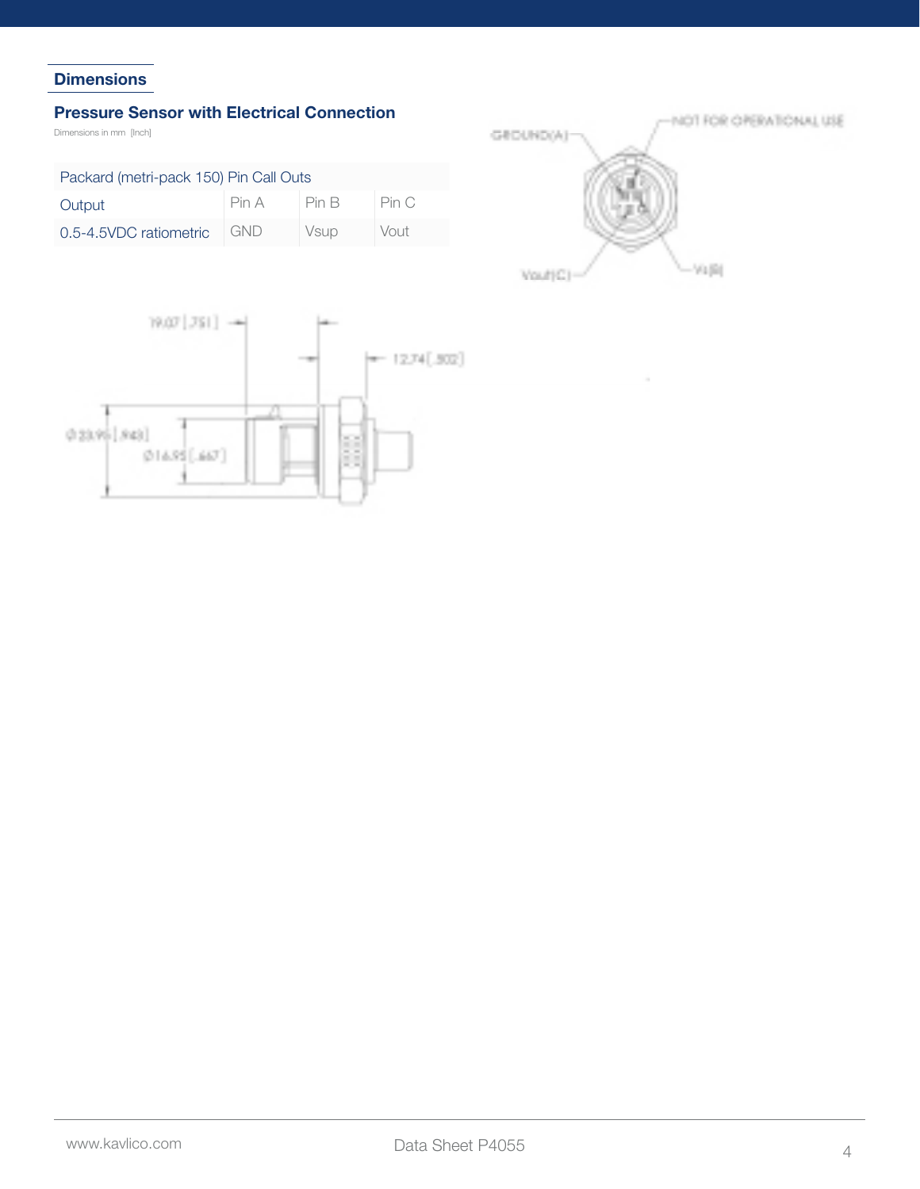## Dimensions

### Pressure Sensor with Electrical Connection

Dimensions in mm [Inch]

| Packard (metri-pack 150) Pin Call Outs | | | |
|---|---|---|---|
| Output | Pin A | Pin B | Pin C |
| 0.5-4.5VDC ratiometric | GND | Vsup | Vout |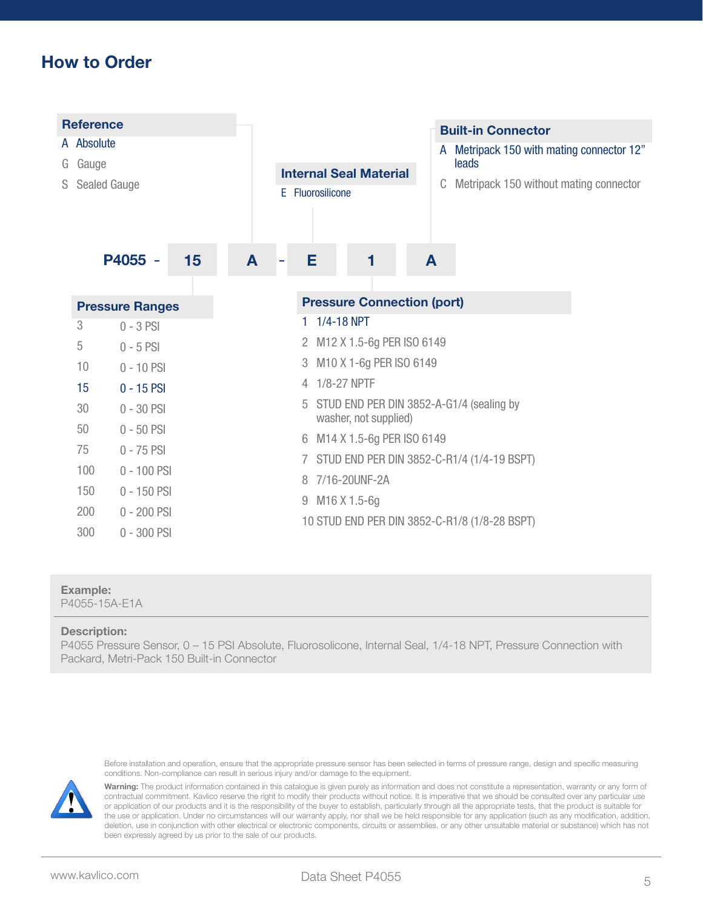## How to Order

**P4055 - 15 A - E 1 A**

### Reference

- A Absolute
- G Gauge
- S Sealed Gauge

### Internal Seal Material

- E Fluorosilicone

### Built-in Connector

- A Metripack 150 with mating connector 12" leads
- C Metripack 150 without mating connector

### Pressure Ranges

| Code | Range |
|---|---|
| 3 | 0 - 3 PSI |
| 5 | 0 - 5 PSI |
| 10 | 0 - 10 PSI |
| 15 | 0 - 15 PSI |
| 30 | 0 - 30 PSI |
| 50 | 0 - 50 PSI |
| 75 | 0 - 75 PSI |
| 100 | 0 - 100 PSI |
| 150 | 0 - 150 PSI |
| 200 | 0 - 200 PSI |
| 300 | 0 - 300 PSI |

### Pressure Connection (port)

1. 1/4-18 NPT
2. M12 X 1.5-6g PER ISO 6149
3. M10 X 1-6g PER ISO 6149
4. 1/8-27 NPTF
5. STUD END PER DIN 3852-A-G1/4 (sealing by washer, not supplied)
6. M14 X 1.5-6g PER ISO 6149
7. STUD END PER DIN 3852-C-R1/4 (1/4-19 BSPT)
8. 7/16-20UNF-2A
9. M16 X 1.5-6g
10. STUD END PER DIN 3852-C-R1/8 (1/8-28 BSPT)

**Example:**
P4055-15A-E1A

**Description:**
P4055 Pressure Sensor, 0 – 15 PSI Absolute, Fluorosolicone, Internal Seal, 1/4-18 NPT, Pressure Connection with Packard, Metri-Pack 150 Built-in Connector

Before installation and operation, ensure that the appropriate pressure sensor has been selected in terms of pressure range, design and specific measuring conditions. Non-compliance can result in serious injury and/or damage to the equipment.

**Warning:** The product information contained in this catalogue is given purely as information and does not constitute a representation, warranty or any form of contractual commitment. Kavlico reserve the right to modify their products without notice. It is imperative that we should be consulted over any particular use or application of our products and it is the responsibility of the buyer to establish, particularly through all the appropriate tests, that the product is suitable for the use or application. Under no circumstances will our warranty apply, nor shall we be held responsible for any application (such as any modification, addition, deletion, use in conjunction with other electrical or electronic components, circuits or assemblies, or any other unsuitable material or substance) which has not been expressly agreed by us prior to the sale of our products.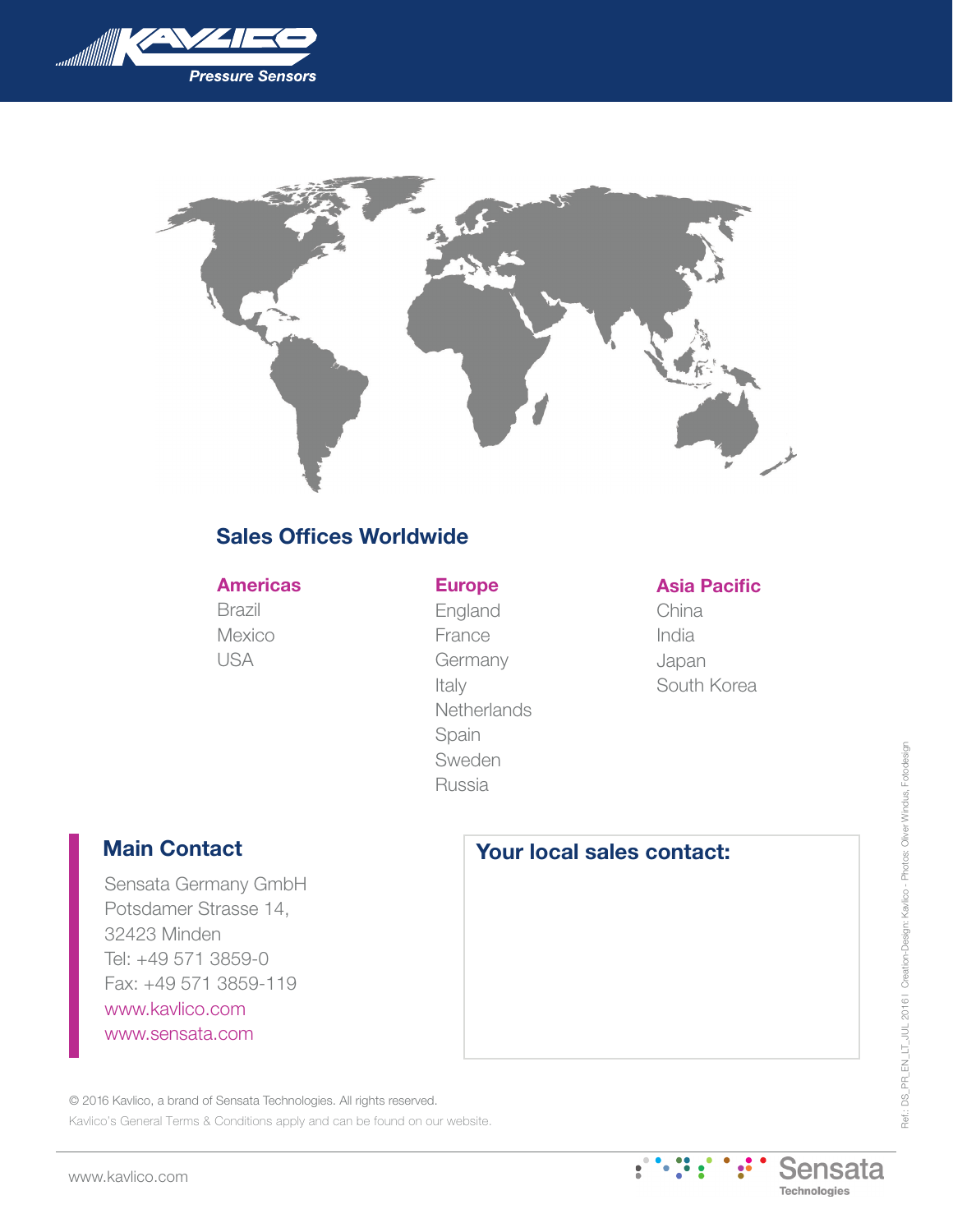## Sales Offices Worldwide

### Americas

Brazil
Mexico
USA

### Europe

England
France
Germany
Italy
Netherlands
Spain
Sweden
Russia

### Asia Pacific

China
India
Japan
South Korea

## Main Contact

Sensata Germany GmbH
Potsdamer Strasse 14,
32423 Minden
Tel: +49 571 3859-0
Fax: +49 571 3859-119
www.kavlico.com
www.sensata.com

## Your local sales contact:

© 2016 Kavlico, a brand of Sensata Technologies. All rights reserved.
Kavlico's General Terms & Conditions apply and can be found on our website.

Ref.: DS_PR_EN_LT_JUL 2016 | Creation-Design: Kavlico - Photos: Oliver Windus, Fotodesign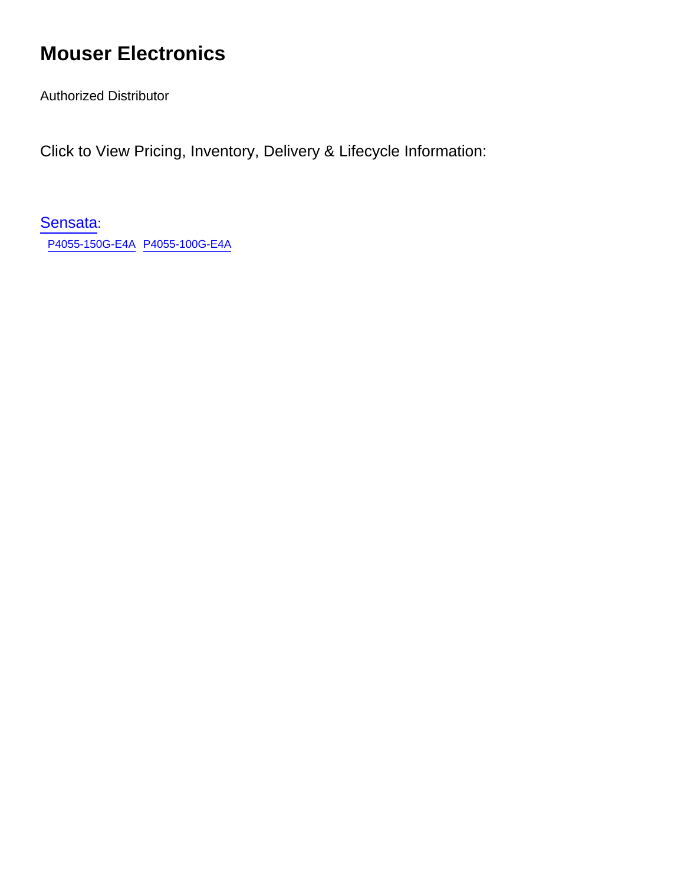# Mouser Electronics

Authorized Distributor

Click to View Pricing, Inventory, Delivery & Lifecycle Information:

Sensata:

P4055-150G-E4A P4055-100G-E4A